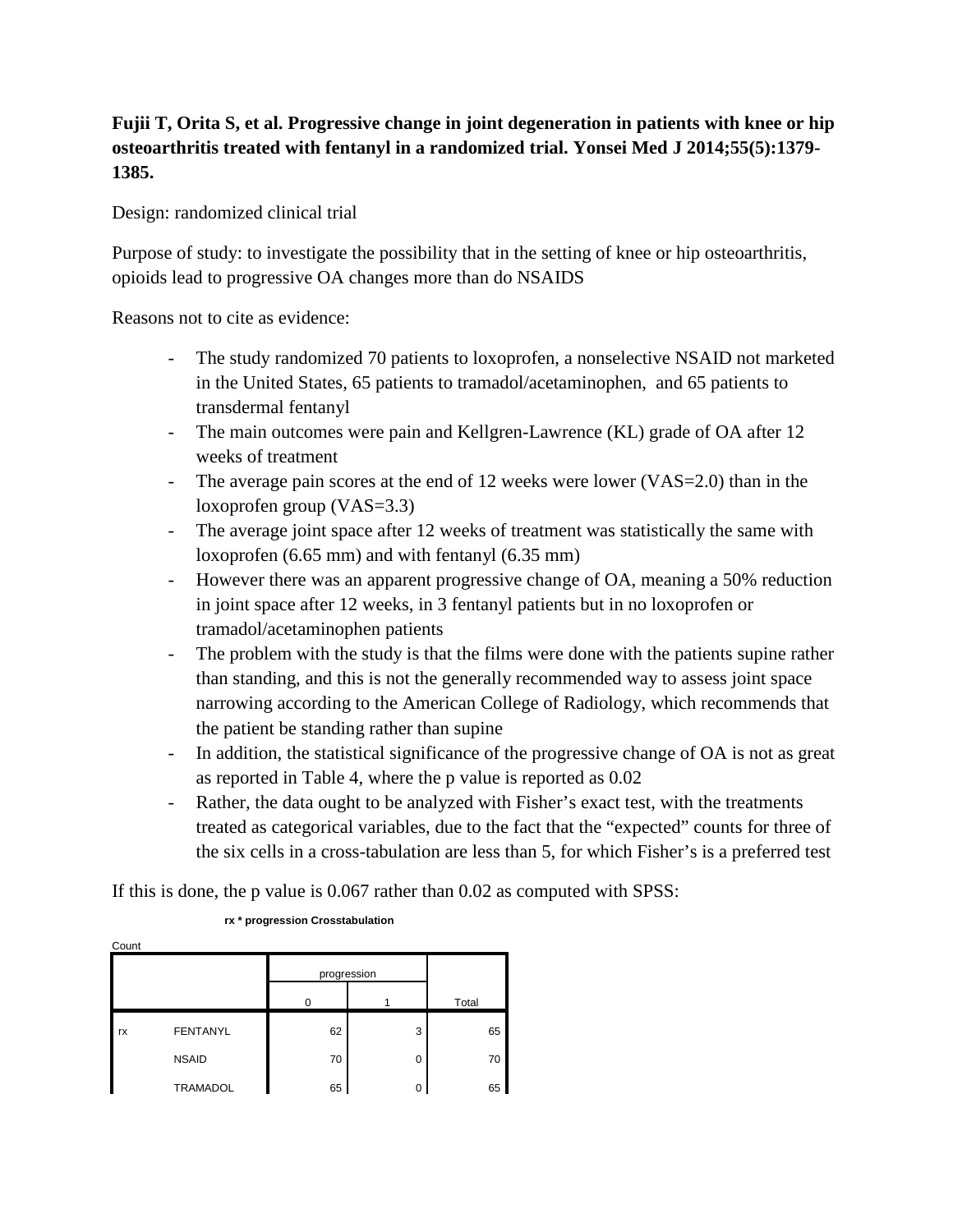**Fujii T, Orita S, et al. Progressive change in joint degeneration in patients with knee or hip osteoarthritis treated with fentanyl in a randomized trial. Yonsei Med J 2014;55(5):1379-1385.**

Design: randomized clinical trial

Purpose of study: to investigate the possibility that in the setting of knee or hip osteoarthritis, opioids lead to progressive OA changes more than do NSAIDS

Reasons not to cite as evidence:

- The study randomized 70 patients to loxoprofen, a nonselective NSAID not marketed in the United States, 65 patients to tramadol/acetaminophen, and 65 patients to transdermal fentanyl
- The main outcomes were pain and Kellgren-Lawrence (KL) grade of OA after 12 weeks of treatment
- The average pain scores at the end of 12 weeks were lower (VAS=2.0) than in the loxoprofen group (VAS=3.3)
- The average joint space after 12 weeks of treatment was statistically the same with loxoprofen (6.65 mm) and with fentanyl (6.35 mm)
- However there was an apparent progressive change of OA, meaning a 50% reduction in joint space after 12 weeks, in 3 fentanyl patients but in no loxoprofen or tramadol/acetaminophen patients
- The problem with the study is that the films were done with the patients supine rather than standing, and this is not the generally recommended way to assess joint space narrowing according to the American College of Radiology, which recommends that the patient be standing rather than supine
- In addition, the statistical significance of the progressive change of OA is not as great as reported in Table 4, where the p value is reported as 0.02
- Rather, the data ought to be analyzed with Fisher's exact test, with the treatments treated as categorical variables, due to the fact that the "expected" counts for three of the six cells in a cross-tabulation are less than 5, for which Fisher's is a preferred test

If this is done, the p value is 0.067 rather than 0.02 as computed with SPSS:

**rx * progression Crosstabulation**

Count

| | | progression | | |
|---|---|---|---|---|
| | | 0 | 1 | Total |
| rx | FENTANYL | 62 | 3 | 65 |
| | NSAID | 70 | 0 | 70 |
| | TRAMADOL | 65 | 0 | 65 |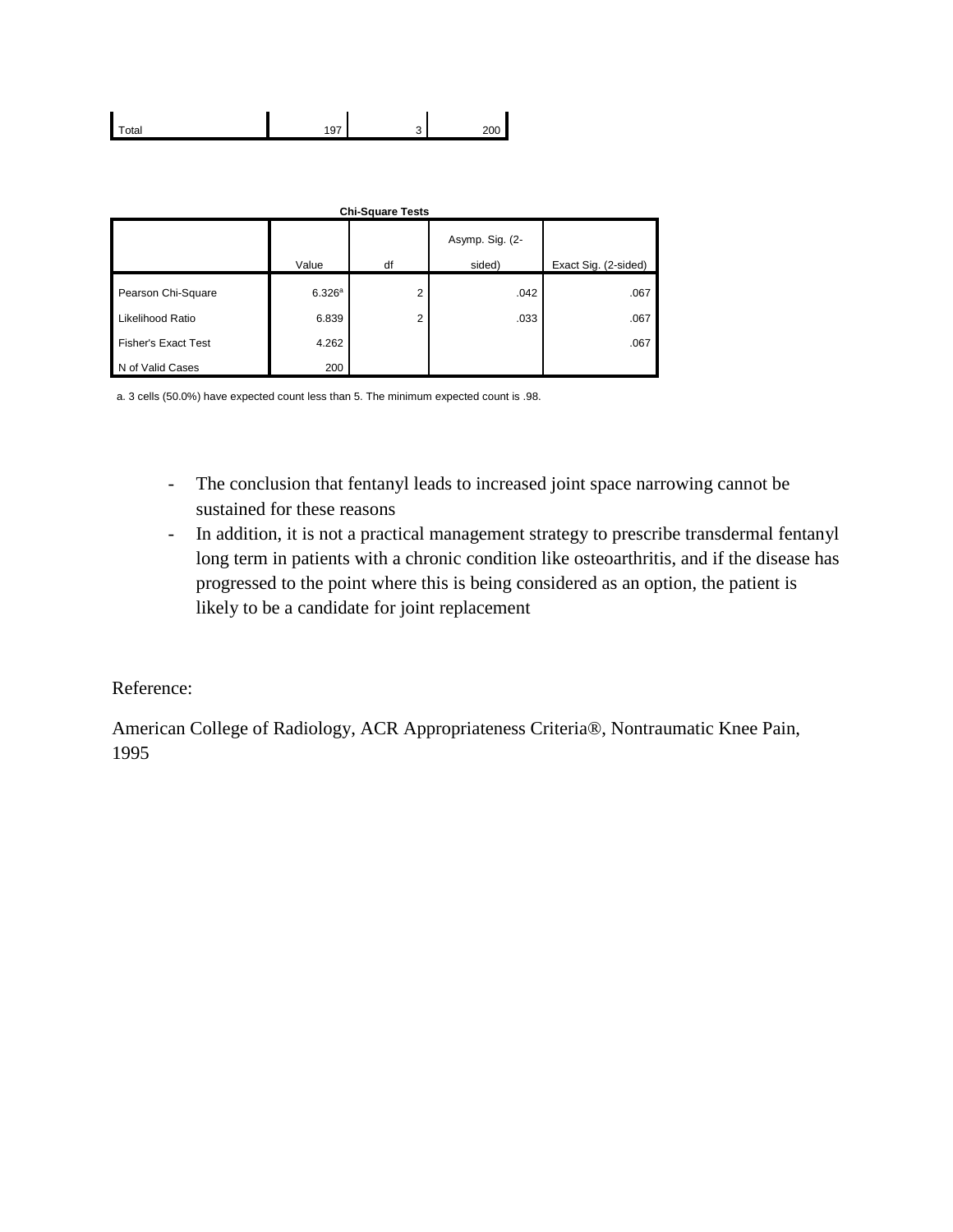| | | | |
|---|---|---|---|
| Total | 197 | 3 | 200 |

**Chi-Square Tests**

| | Value | df | Asymp. Sig. (2-sided) | Exact Sig. (2-sided) |
|---|---|---|---|---|
| Pearson Chi-Square | 6.326[a] | 2 | .042 | .067 |
| Likelihood Ratio | 6.839 | 2 | .033 | .067 |
| Fisher's Exact Test | 4.262 | | | .067 |
| N of Valid Cases | 200 | | | |

a. 3 cells (50.0%) have expected count less than 5. The minimum expected count is .98.

- The conclusion that fentanyl leads to increased joint space narrowing cannot be sustained for these reasons
- In addition, it is not a practical management strategy to prescribe transdermal fentanyl long term in patients with a chronic condition like osteoarthritis, and if the disease has progressed to the point where this is being considered as an option, the patient is likely to be a candidate for joint replacement

Reference:

American College of Radiology, ACR Appropriateness Criteria®, Nontraumatic Knee Pain, 1995